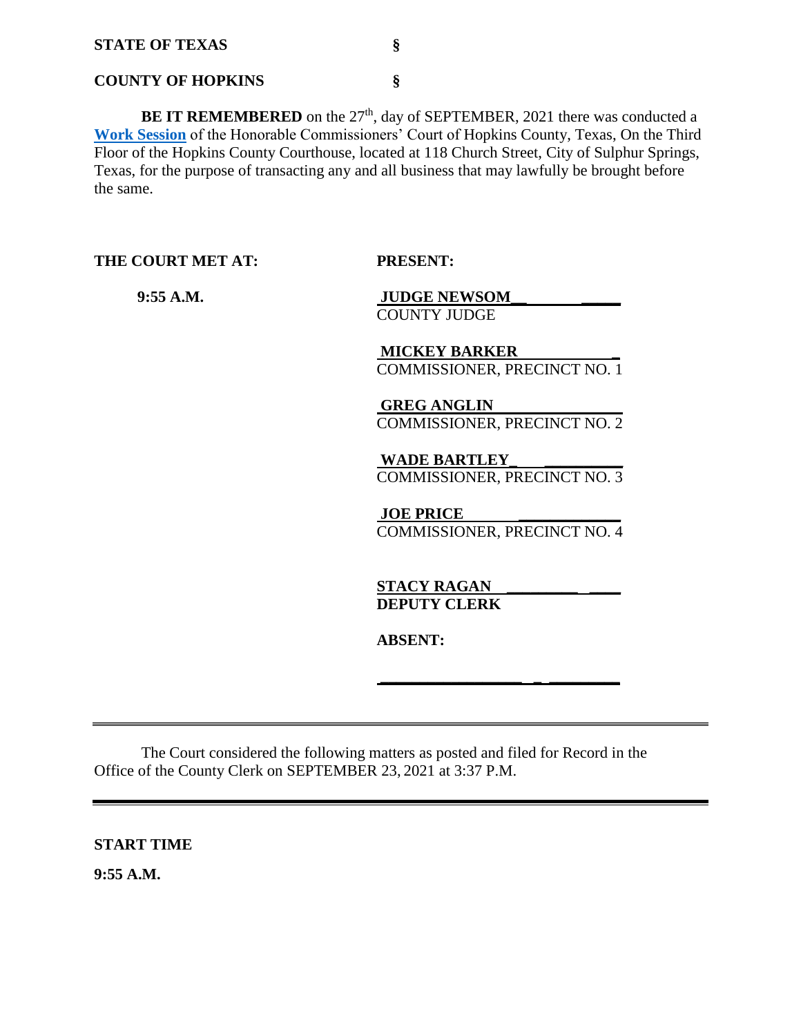**STATE OF TEXAS** §

**COUNTY OF HOPKINS** §

**BE IT REMEMBERED** on the 27th, day of SEPTEMBER, 2021 there was conducted a **Work Session** of the Honorable Commissioners' Court of Hopkins County, Texas, On the Third Floor of the Hopkins County Courthouse, located at 118 Church Street, City of Sulphur Springs, Texas, for the purpose of transacting any and all business that may lawfully be brought before the same.

| **THE COURT MET AT:** | **PRESENT:** |
|---|---|
| **9:55 A.M.** | **JUDGE NEWSOM**<br>COUNTY JUDGE |
| | **MICKEY BARKER**<br>COMMISSIONER, PRECINCT NO. 1 |
| | **GREG ANGLIN**<br>COMMISSIONER, PRECINCT NO. 2 |
| | **WADE BARTLEY**<br>COMMISSIONER, PRECINCT NO. 3 |
| | **JOE PRICE**<br>COMMISSIONER, PRECINCT NO. 4 |
| | **STACY RAGAN**<br>**DEPUTY CLERK** |
| | **ABSENT:** |

---

The Court considered the following matters as posted and filed for Record in the Office of the County Clerk on SEPTEMBER 23, 2021 at 3:37 P.M.

---

**START TIME**

**9:55 A.M.**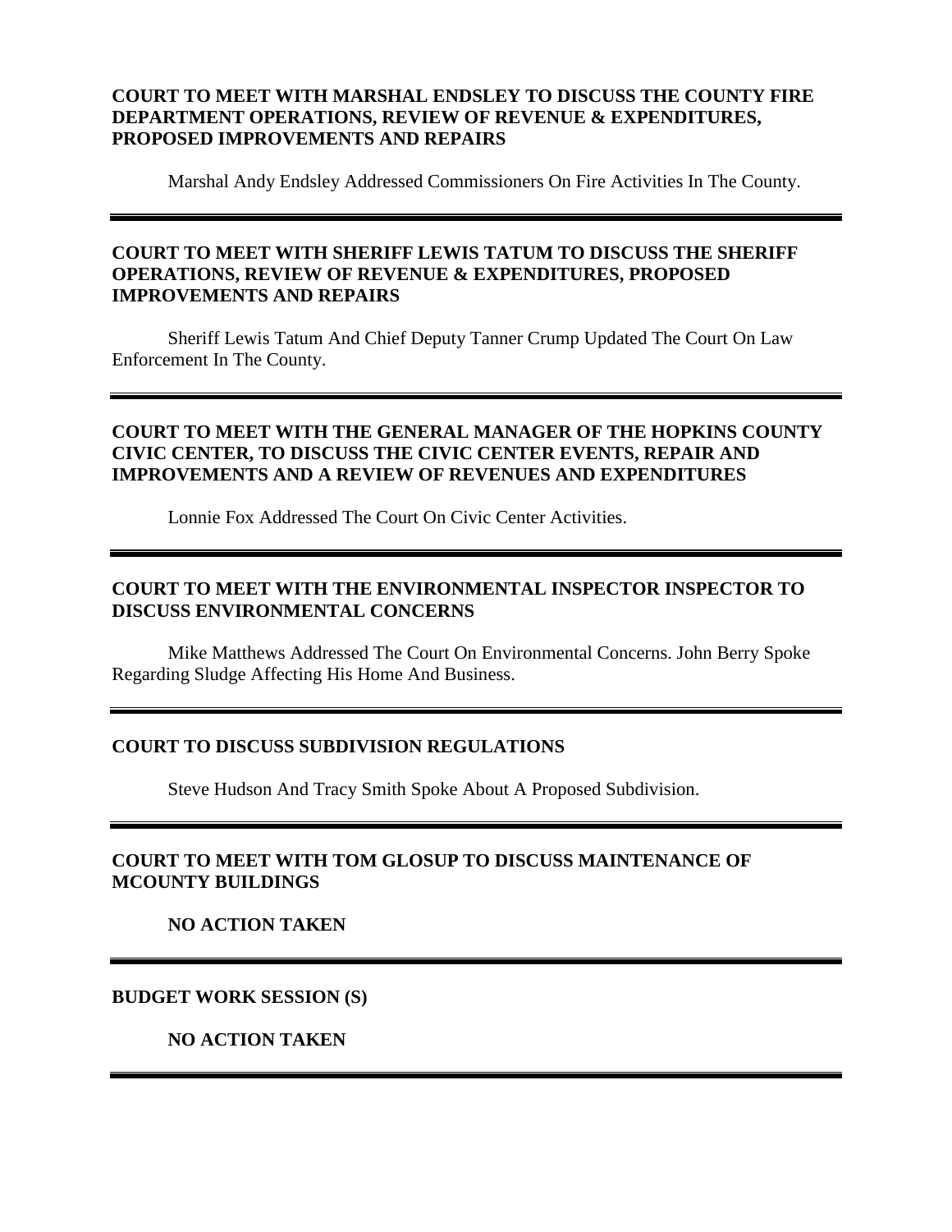**COURT TO MEET WITH MARSHAL ENDSLEY TO DISCUSS THE COUNTY FIRE DEPARTMENT OPERATIONS, REVIEW OF REVENUE & EXPENDITURES, PROPOSED IMPROVEMENTS AND REPAIRS**

Marshal Andy Endsley Addressed Commissioners On Fire Activities In The County.

---

**COURT TO MEET WITH SHERIFF LEWIS TATUM TO DISCUSS THE SHERIFF OPERATIONS, REVIEW OF REVENUE & EXPENDITURES, PROPOSED IMPROVEMENTS AND REPAIRS**

Sheriff Lewis Tatum And Chief Deputy Tanner Crump Updated The Court On Law Enforcement In The County.

---

**COURT TO MEET WITH THE GENERAL MANAGER OF THE HOPKINS COUNTY CIVIC CENTER, TO DISCUSS THE CIVIC CENTER EVENTS, REPAIR AND IMPROVEMENTS AND A REVIEW OF REVENUES AND EXPENDITURES**

Lonnie Fox Addressed The Court On Civic Center Activities.

---

**COURT TO MEET WITH THE ENVIRONMENTAL INSPECTOR INSPECTOR TO DISCUSS ENVIRONMENTAL CONCERNS**

Mike Matthews Addressed The Court On Environmental Concerns. John Berry Spoke Regarding Sludge Affecting His Home And Business.

---

**COURT TO DISCUSS SUBDIVISION REGULATIONS**

Steve Hudson And Tracy Smith Spoke About A Proposed Subdivision.

---

**COURT TO MEET WITH TOM GLOSUP TO DISCUSS MAINTENANCE OF MCOUNTY BUILDINGS**

**NO ACTION TAKEN**

---

**BUDGET WORK SESSION (S)**

**NO ACTION TAKEN**

---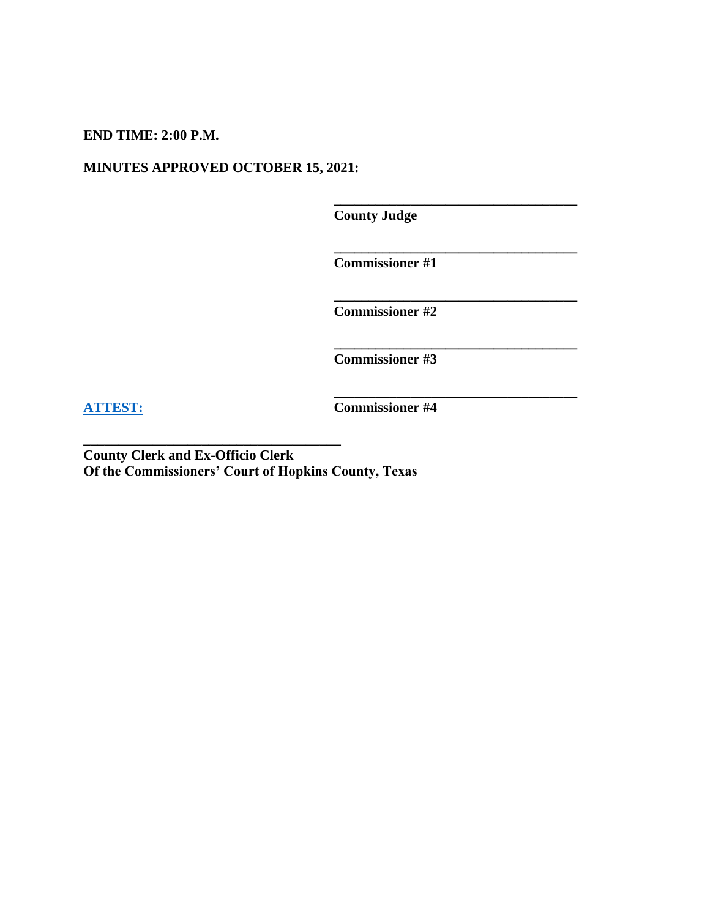**END TIME: 2:00 P.M.**

**MINUTES APPROVED OCTOBER 15, 2021:**

\_\_\_\_\_\_\_\_\_\_\_\_\_\_\_\_\_\_\_\_\_\_\_\_\_\_\_\_\_\_\_\_\_\_\_
**County Judge**

\_\_\_\_\_\_\_\_\_\_\_\_\_\_\_\_\_\_\_\_\_\_\_\_\_\_\_\_\_\_\_\_\_\_\_
**Commissioner #1**

\_\_\_\_\_\_\_\_\_\_\_\_\_\_\_\_\_\_\_\_\_\_\_\_\_\_\_\_\_\_\_\_\_\_\_
**Commissioner #2**

\_\_\_\_\_\_\_\_\_\_\_\_\_\_\_\_\_\_\_\_\_\_\_\_\_\_\_\_\_\_\_\_\_\_\_
**Commissioner #3**

\_\_\_\_\_\_\_\_\_\_\_\_\_\_\_\_\_\_\_\_\_\_\_\_\_\_\_\_\_\_\_\_\_\_\_
**Commissioner #4**

**ATTEST:**

\_\_\_\_\_\_\_\_\_\_\_\_\_\_\_\_\_\_\_\_\_\_\_\_\_\_\_\_\_\_\_\_\_\_\_
**County Clerk and Ex-Officio Clerk**
**Of the Commissioners' Court of Hopkins County, Texas**